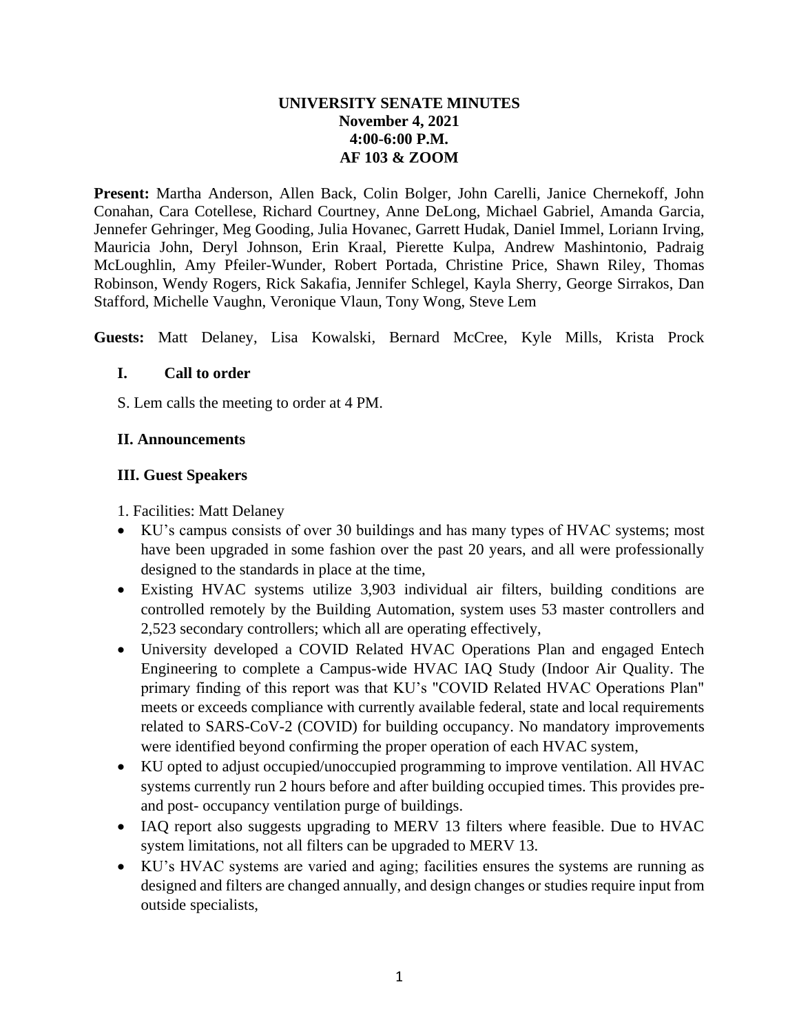# UNIVERSITY SENATE MINUTES
**November 4, 2021**
**4:00-6:00 P.M.**
**AF 103 & ZOOM**

**Present:** Martha Anderson, Allen Back, Colin Bolger, John Carelli, Janice Chernekoff, John Conahan, Cara Cotellese, Richard Courtney, Anne DeLong, Michael Gabriel, Amanda Garcia, Jennefer Gehringer, Meg Gooding, Julia Hovanec, Garrett Hudak, Daniel Immel, Loriann Irving, Mauricia John, Deryl Johnson, Erin Kraal, Pierette Kulpa, Andrew Mashintonio, Padraig McLoughlin, Amy Pfeiler-Wunder, Robert Portada, Christine Price, Shawn Riley, Thomas Robinson, Wendy Rogers, Rick Sakafia, Jennifer Schlegel, Kayla Sherry, George Sirrakos, Dan Stafford, Michelle Vaughn, Veronique Vlaun, Tony Wong, Steve Lem

**Guests:** Matt Delaney, Lisa Kowalski, Bernard McCree, Kyle Mills, Krista Prock

## I. Call to order

S. Lem calls the meeting to order at 4 PM.

## II. Announcements

## III. Guest Speakers

1. Facilities: Matt Delaney

- KU's campus consists of over 30 buildings and has many types of HVAC systems; most have been upgraded in some fashion over the past 20 years, and all were professionally designed to the standards in place at the time,
- Existing HVAC systems utilize 3,903 individual air filters, building conditions are controlled remotely by the Building Automation, system uses 53 master controllers and 2,523 secondary controllers; which all are operating effectively,
- University developed a COVID Related HVAC Operations Plan and engaged Entech Engineering to complete a Campus-wide HVAC IAQ Study (Indoor Air Quality. The primary finding of this report was that KU's "COVID Related HVAC Operations Plan" meets or exceeds compliance with currently available federal, state and local requirements related to SARS-CoV-2 (COVID) for building occupancy. No mandatory improvements were identified beyond confirming the proper operation of each HVAC system,
- KU opted to adjust occupied/unoccupied programming to improve ventilation. All HVAC systems currently run 2 hours before and after building occupied times. This provides pre- and post- occupancy ventilation purge of buildings.
- IAQ report also suggests upgrading to MERV 13 filters where feasible. Due to HVAC system limitations, not all filters can be upgraded to MERV 13.
- KU's HVAC systems are varied and aging; facilities ensures the systems are running as designed and filters are changed annually, and design changes or studies require input from outside specialists,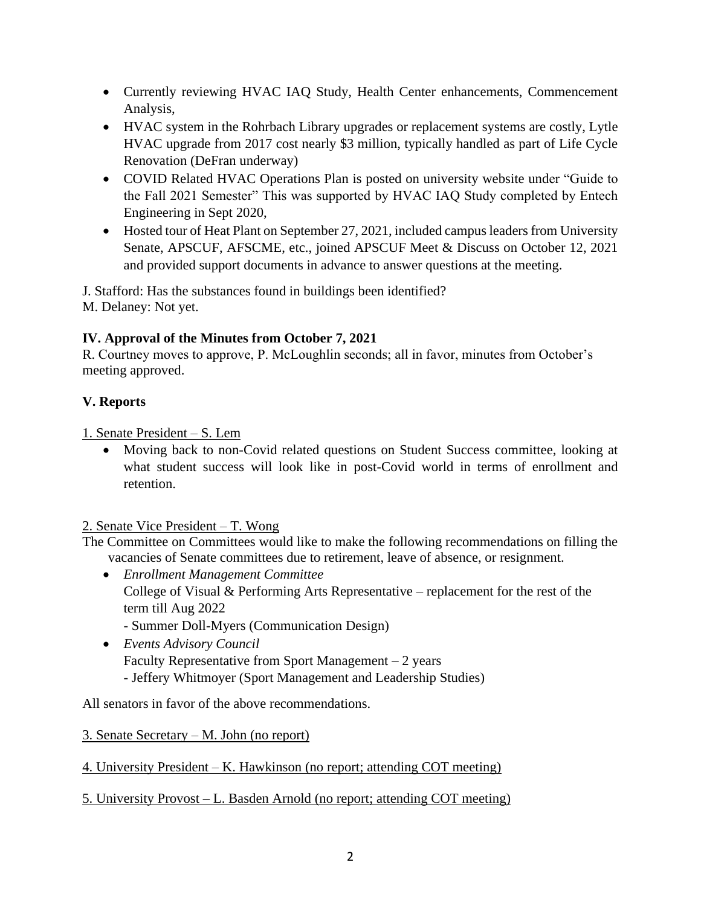- Currently reviewing HVAC IAQ Study, Health Center enhancements, Commencement Analysis,
- HVAC system in the Rohrbach Library upgrades or replacement systems are costly, Lytle HVAC upgrade from 2017 cost nearly $3 million, typically handled as part of Life Cycle Renovation (DeFran underway)
- COVID Related HVAC Operations Plan is posted on university website under "Guide to the Fall 2021 Semester" This was supported by HVAC IAQ Study completed by Entech Engineering in Sept 2020,
- Hosted tour of Heat Plant on September 27, 2021, included campus leaders from University Senate, APSCUF, AFSCME, etc., joined APSCUF Meet & Discuss on October 12, 2021 and provided support documents in advance to answer questions at the meeting.

J. Stafford: Has the substances found in buildings been identified?
M. Delaney: Not yet.

**IV. Approval of the Minutes from October 7, 2021**
R. Courtney moves to approve, P. McLoughlin seconds; all in favor, minutes from October's meeting approved.

**V. Reports**

1. Senate President – S. Lem

- Moving back to non-Covid related questions on Student Success committee, looking at what student success will look like in post-Covid world in terms of enrollment and retention.

2. Senate Vice President – T. Wong

The Committee on Committees would like to make the following recommendations on filling the vacancies of Senate committees due to retirement, leave of absence, or resignment.

- *Enrollment Management Committee*
  College of Visual & Performing Arts Representative – replacement for the rest of the term till Aug 2022
  - Summer Doll-Myers (Communication Design)
- *Events Advisory Council*
  Faculty Representative from Sport Management – 2 years
  - Jeffery Whitmoyer (Sport Management and Leadership Studies)

All senators in favor of the above recommendations.

3. Senate Secretary – M. John (no report)

4. University President – K. Hawkinson (no report; attending COT meeting)

5. University Provost – L. Basden Arnold (no report; attending COT meeting)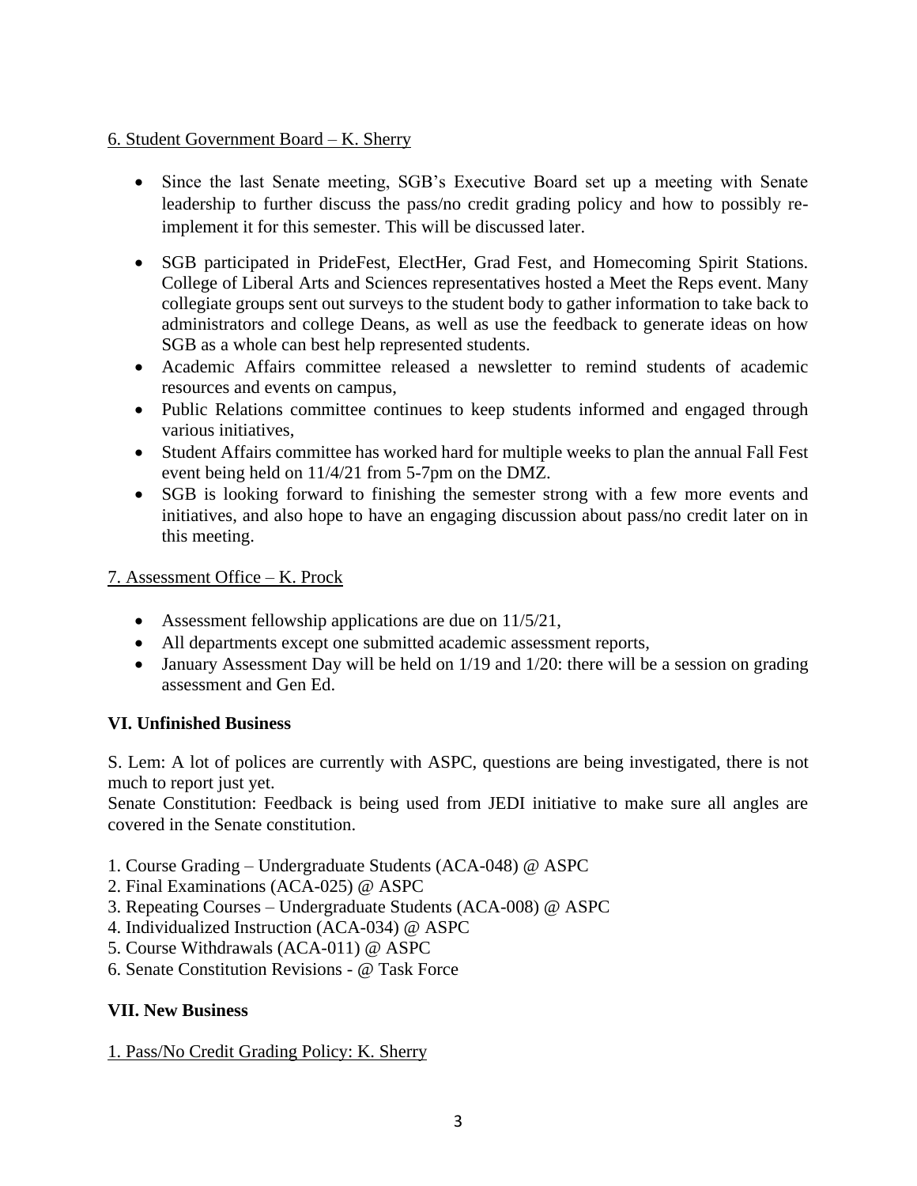6. Student Government Board – K. Sherry

- Since the last Senate meeting, SGB's Executive Board set up a meeting with Senate leadership to further discuss the pass/no credit grading policy and how to possibly re-implement it for this semester. This will be discussed later.
- SGB participated in PrideFest, ElectHer, Grad Fest, and Homecoming Spirit Stations. College of Liberal Arts and Sciences representatives hosted a Meet the Reps event. Many collegiate groups sent out surveys to the student body to gather information to take back to administrators and college Deans, as well as use the feedback to generate ideas on how SGB as a whole can best help represented students.
- Academic Affairs committee released a newsletter to remind students of academic resources and events on campus,
- Public Relations committee continues to keep students informed and engaged through various initiatives,
- Student Affairs committee has worked hard for multiple weeks to plan the annual Fall Fest event being held on 11/4/21 from 5-7pm on the DMZ.
- SGB is looking forward to finishing the semester strong with a few more events and initiatives, and also hope to have an engaging discussion about pass/no credit later on in this meeting.

7. Assessment Office – K. Prock

- Assessment fellowship applications are due on 11/5/21,
- All departments except one submitted academic assessment reports,
- January Assessment Day will be held on 1/19 and 1/20: there will be a session on grading assessment and Gen Ed.

**VI. Unfinished Business**

S. Lem: A lot of polices are currently with ASPC, questions are being investigated, there is not much to report just yet.
Senate Constitution: Feedback is being used from JEDI initiative to make sure all angles are covered in the Senate constitution.

1. Course Grading – Undergraduate Students (ACA-048) @ ASPC
2. Final Examinations (ACA-025) @ ASPC
3. Repeating Courses – Undergraduate Students (ACA-008) @ ASPC
4. Individualized Instruction (ACA-034) @ ASPC
5. Course Withdrawals (ACA-011) @ ASPC
6. Senate Constitution Revisions - @ Task Force

**VII. New Business**

1. Pass/No Credit Grading Policy: K. Sherry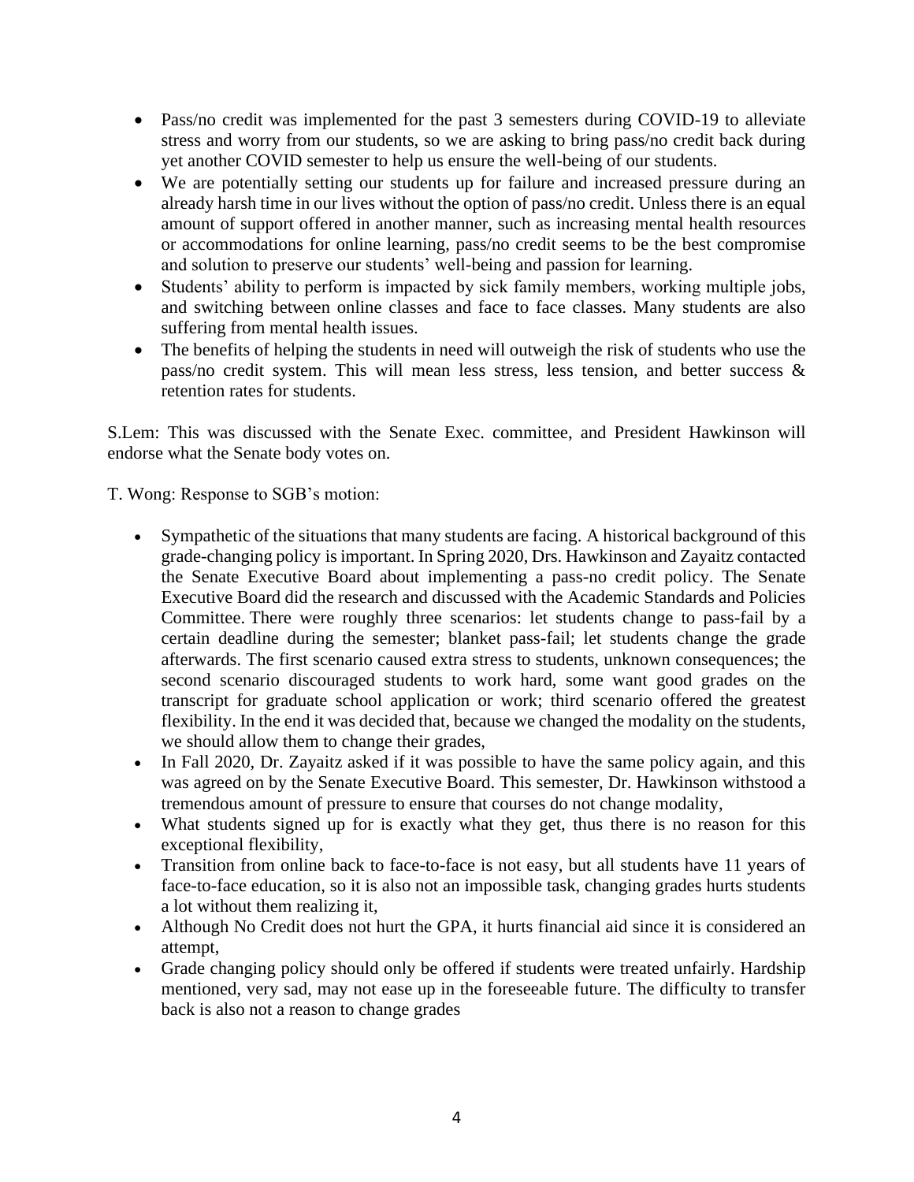- Pass/no credit was implemented for the past 3 semesters during COVID-19 to alleviate stress and worry from our students, so we are asking to bring pass/no credit back during yet another COVID semester to help us ensure the well-being of our students.
- We are potentially setting our students up for failure and increased pressure during an already harsh time in our lives without the option of pass/no credit. Unless there is an equal amount of support offered in another manner, such as increasing mental health resources or accommodations for online learning, pass/no credit seems to be the best compromise and solution to preserve our students' well-being and passion for learning.
- Students' ability to perform is impacted by sick family members, working multiple jobs, and switching between online classes and face to face classes. Many students are also suffering from mental health issues.
- The benefits of helping the students in need will outweigh the risk of students who use the pass/no credit system. This will mean less stress, less tension, and better success & retention rates for students.

S.Lem: This was discussed with the Senate Exec. committee, and President Hawkinson will endorse what the Senate body votes on.

T. Wong: Response to SGB's motion:

- Sympathetic of the situations that many students are facing. A historical background of this grade-changing policy is important. In Spring 2020, Drs. Hawkinson and Zayaitz contacted the Senate Executive Board about implementing a pass-no credit policy. The Senate Executive Board did the research and discussed with the Academic Standards and Policies Committee. There were roughly three scenarios: let students change to pass-fail by a certain deadline during the semester; blanket pass-fail; let students change the grade afterwards. The first scenario caused extra stress to students, unknown consequences; the second scenario discouraged students to work hard, some want good grades on the transcript for graduate school application or work; third scenario offered the greatest flexibility. In the end it was decided that, because we changed the modality on the students, we should allow them to change their grades,
- In Fall 2020, Dr. Zayaitz asked if it was possible to have the same policy again, and this was agreed on by the Senate Executive Board. This semester, Dr. Hawkinson withstood a tremendous amount of pressure to ensure that courses do not change modality,
- What students signed up for is exactly what they get, thus there is no reason for this exceptional flexibility,
- Transition from online back to face-to-face is not easy, but all students have 11 years of face-to-face education, so it is also not an impossible task, changing grades hurts students a lot without them realizing it,
- Although No Credit does not hurt the GPA, it hurts financial aid since it is considered an attempt,
- Grade changing policy should only be offered if students were treated unfairly. Hardship mentioned, very sad, may not ease up in the foreseeable future. The difficulty to transfer back is also not a reason to change grades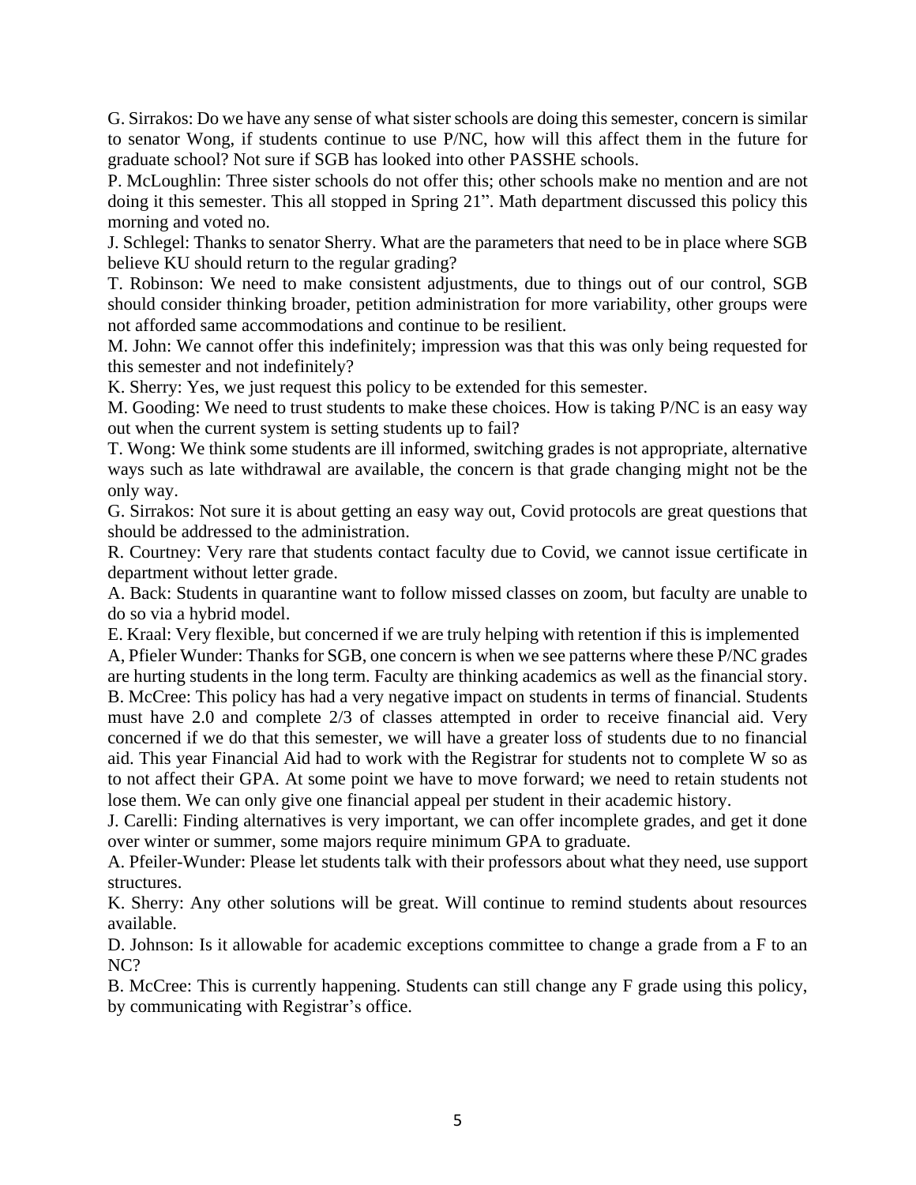G. Sirrakos: Do we have any sense of what sister schools are doing this semester, concern is similar to senator Wong, if students continue to use P/NC, how will this affect them in the future for graduate school? Not sure if SGB has looked into other PASSHE schools.

P. McLoughlin: Three sister schools do not offer this; other schools make no mention and are not doing it this semester. This all stopped in Spring 21". Math department discussed this policy this morning and voted no.

J. Schlegel: Thanks to senator Sherry. What are the parameters that need to be in place where SGB believe KU should return to the regular grading?

T. Robinson: We need to make consistent adjustments, due to things out of our control, SGB should consider thinking broader, petition administration for more variability, other groups were not afforded same accommodations and continue to be resilient.

M. John: We cannot offer this indefinitely; impression was that this was only being requested for this semester and not indefinitely?

K. Sherry: Yes, we just request this policy to be extended for this semester.

M. Gooding: We need to trust students to make these choices. How is taking P/NC is an easy way out when the current system is setting students up to fail?

T. Wong: We think some students are ill informed, switching grades is not appropriate, alternative ways such as late withdrawal are available, the concern is that grade changing might not be the only way.

G. Sirrakos: Not sure it is about getting an easy way out, Covid protocols are great questions that should be addressed to the administration.

R. Courtney: Very rare that students contact faculty due to Covid, we cannot issue certificate in department without letter grade.

A. Back: Students in quarantine want to follow missed classes on zoom, but faculty are unable to do so via a hybrid model.

E. Kraal: Very flexible, but concerned if we are truly helping with retention if this is implemented

A, Pfieler Wunder: Thanks for SGB, one concern is when we see patterns where these P/NC grades are hurting students in the long term. Faculty are thinking academics as well as the financial story.

B. McCree: This policy has had a very negative impact on students in terms of financial. Students must have 2.0 and complete 2/3 of classes attempted in order to receive financial aid. Very concerned if we do that this semester, we will have a greater loss of students due to no financial aid. This year Financial Aid had to work with the Registrar for students not to complete W so as to not affect their GPA. At some point we have to move forward; we need to retain students not lose them. We can only give one financial appeal per student in their academic history.

J. Carelli: Finding alternatives is very important, we can offer incomplete grades, and get it done over winter or summer, some majors require minimum GPA to graduate.

A. Pfeiler-Wunder: Please let students talk with their professors about what they need, use support structures.

K. Sherry: Any other solutions will be great. Will continue to remind students about resources available.

D. Johnson: Is it allowable for academic exceptions committee to change a grade from a F to an NC?

B. McCree: This is currently happening. Students can still change any F grade using this policy, by communicating with Registrar's office.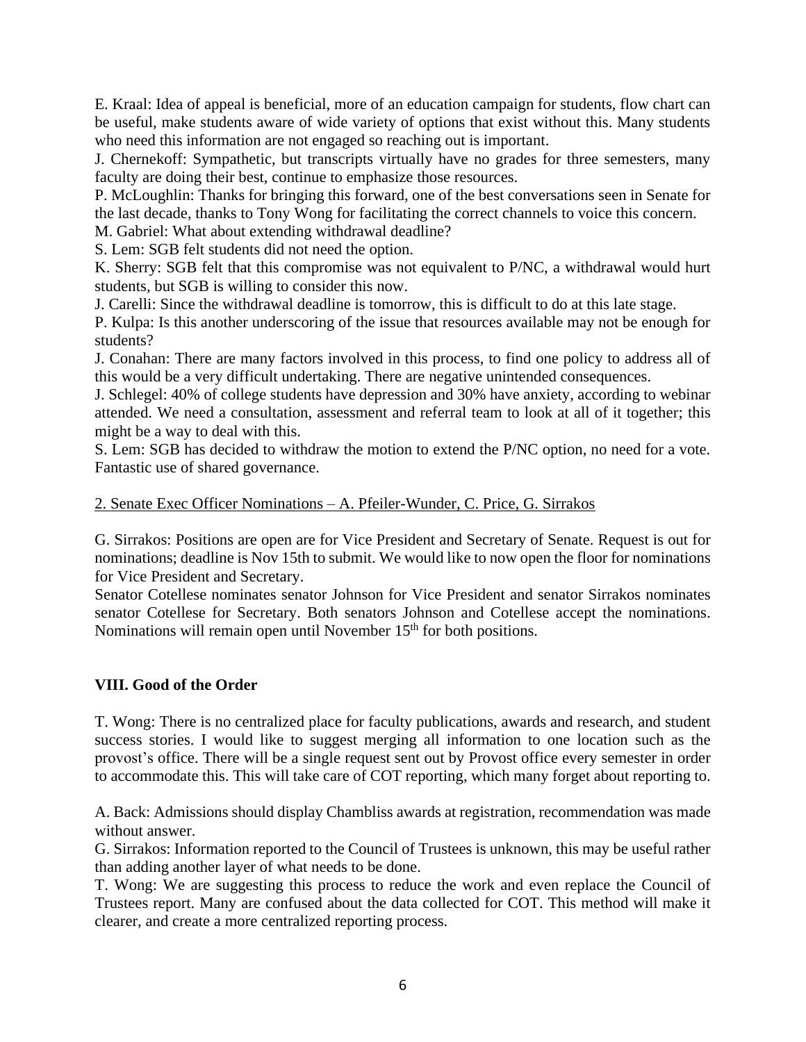E. Kraal: Idea of appeal is beneficial, more of an education campaign for students, flow chart can be useful, make students aware of wide variety of options that exist without this. Many students who need this information are not engaged so reaching out is important.
J. Chernekoff: Sympathetic, but transcripts virtually have no grades for three semesters, many faculty are doing their best, continue to emphasize those resources.
P. McLoughlin: Thanks for bringing this forward, one of the best conversations seen in Senate for the last decade, thanks to Tony Wong for facilitating the correct channels to voice this concern.
M. Gabriel: What about extending withdrawal deadline?
S. Lem: SGB felt students did not need the option.
K. Sherry: SGB felt that this compromise was not equivalent to P/NC, a withdrawal would hurt students, but SGB is willing to consider this now.
J. Carelli: Since the withdrawal deadline is tomorrow, this is difficult to do at this late stage.
P. Kulpa: Is this another underscoring of the issue that resources available may not be enough for students?
J. Conahan: There are many factors involved in this process, to find one policy to address all of this would be a very difficult undertaking. There are negative unintended consequences.
J. Schlegel: 40% of college students have depression and 30% have anxiety, according to webinar attended. We need a consultation, assessment and referral team to look at all of it together; this might be a way to deal with this.
S. Lem: SGB has decided to withdraw the motion to extend the P/NC option, no need for a vote. Fantastic use of shared governance.

2. Senate Exec Officer Nominations – A. Pfeiler-Wunder, C. Price, G. Sirrakos

G. Sirrakos: Positions are open are for Vice President and Secretary of Senate. Request is out for nominations; deadline is Nov 15th to submit. We would like to now open the floor for nominations for Vice President and Secretary.
Senator Cotellese nominates senator Johnson for Vice President and senator Sirrakos nominates senator Cotellese for Secretary. Both senators Johnson and Cotellese accept the nominations. Nominations will remain open until November 15th for both positions.

**VIII. Good of the Order**

T. Wong: There is no centralized place for faculty publications, awards and research, and student success stories. I would like to suggest merging all information to one location such as the provost's office. There will be a single request sent out by Provost office every semester in order to accommodate this. This will take care of COT reporting, which many forget about reporting to.

A. Back: Admissions should display Chambliss awards at registration, recommendation was made without answer.
G. Sirrakos: Information reported to the Council of Trustees is unknown, this may be useful rather than adding another layer of what needs to be done.
T. Wong: We are suggesting this process to reduce the work and even replace the Council of Trustees report. Many are confused about the data collected for COT. This method will make it clearer, and create a more centralized reporting process.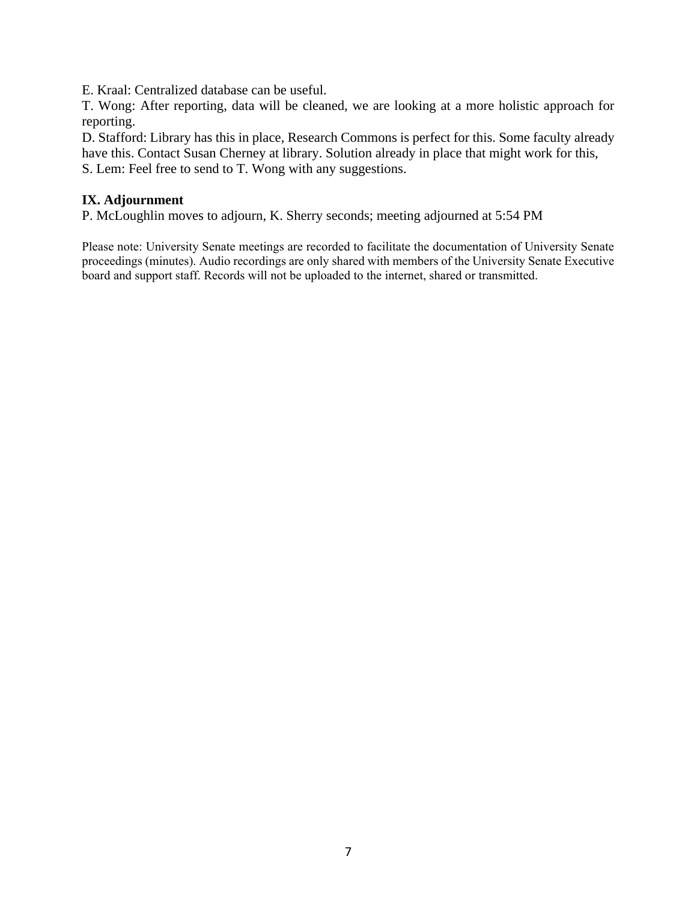E. Kraal: Centralized database can be useful.

T. Wong: After reporting, data will be cleaned, we are looking at a more holistic approach for reporting.

D. Stafford: Library has this in place, Research Commons is perfect for this. Some faculty already have this. Contact Susan Cherney at library. Solution already in place that might work for this,

S. Lem: Feel free to send to T. Wong with any suggestions.

## IX. Adjournment

P. McLoughlin moves to adjourn, K. Sherry seconds; meeting adjourned at 5:54 PM

Please note: University Senate meetings are recorded to facilitate the documentation of University Senate proceedings (minutes). Audio recordings are only shared with members of the University Senate Executive board and support staff. Records will not be uploaded to the internet, shared or transmitted.